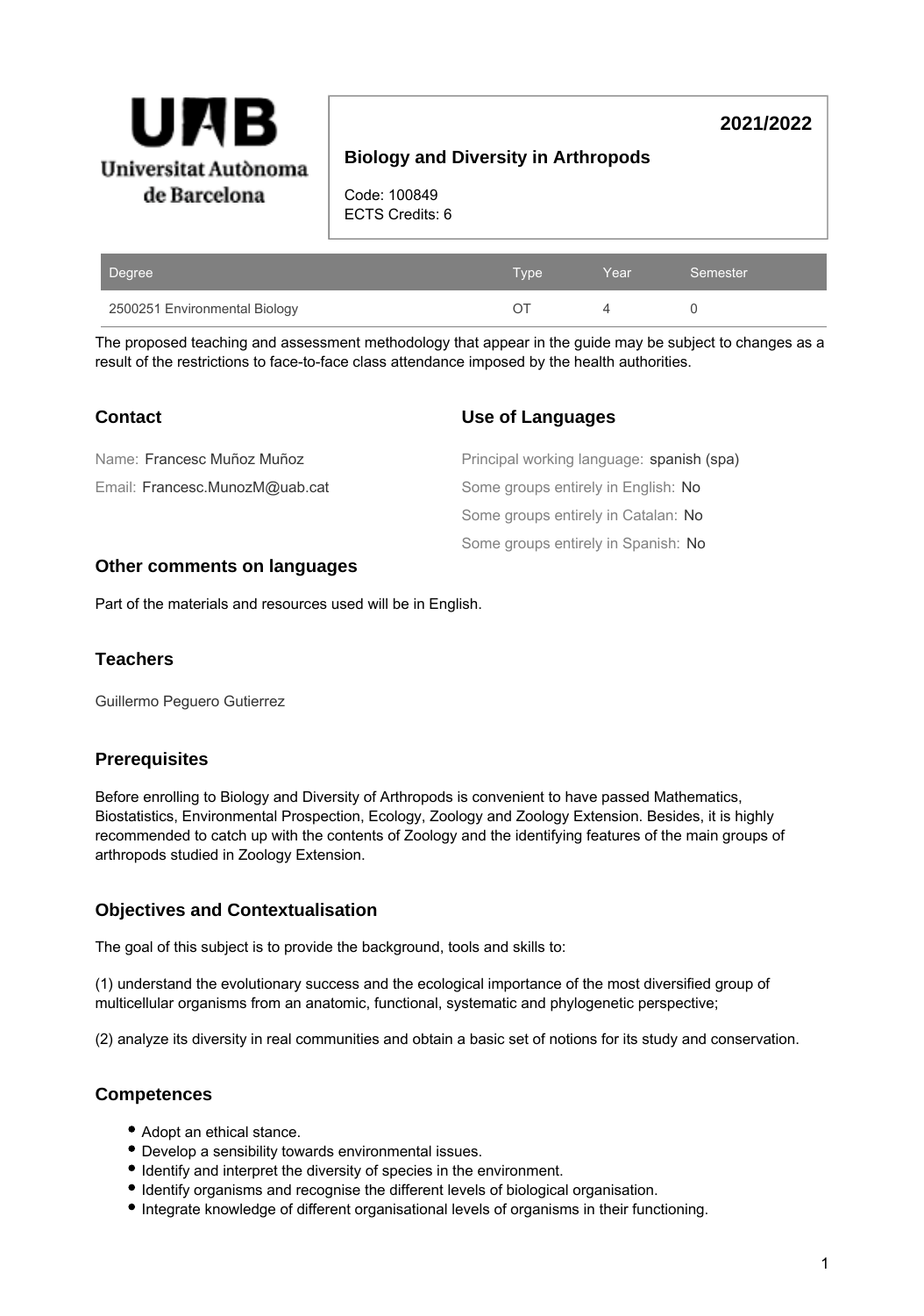**Universitat Autònoma de Barcelona**

**2021/2022**

## Biology and Diversity in Arthropods

Code: 100849
ECTS Credits: 6

| Degree | Type | Year | Semester |
| --- | --- | --- | --- |
| 2500251 Environmental Biology | OT | 4 | 0 |

The proposed teaching and assessment methodology that appear in the guide may be subject to changes as a result of the restrictions to face-to-face class attendance imposed by the health authorities.

### Contact

Name: Francesc Muñoz Muñoz

Email: Francesc.MunozM@uab.cat

### Use of Languages

Principal working language: spanish (spa)

Some groups entirely in English: No

Some groups entirely in Catalan: No

Some groups entirely in Spanish: No

### Other comments on languages

Part of the materials and resources used will be in English.

### Teachers

Guillermo Peguero Gutierrez

### Prerequisites

Before enrolling to Biology and Diversity of Arthropods is convenient to have passed Mathematics, Biostatistics, Environmental Prospection, Ecology, Zoology and Zoology Extension. Besides, it is highly recommended to catch up with the contents of Zoology and the identifying features of the main groups of arthropods studied in Zoology Extension.

### Objectives and Contextualisation

The goal of this subject is to provide the background, tools and skills to:

(1) understand the evolutionary success and the ecological importance of the most diversified group of multicellular organisms from an anatomic, functional, systematic and phylogenetic perspective;

(2) analyze its diversity in real communities and obtain a basic set of notions for its study and conservation.

### Competences

- Adopt an ethical stance.
- Develop a sensibility towards environmental issues.
- Identify and interpret the diversity of species in the environment.
- Identify organisms and recognise the different levels of biological organisation.
- Integrate knowledge of different organisational levels of organisms in their functioning.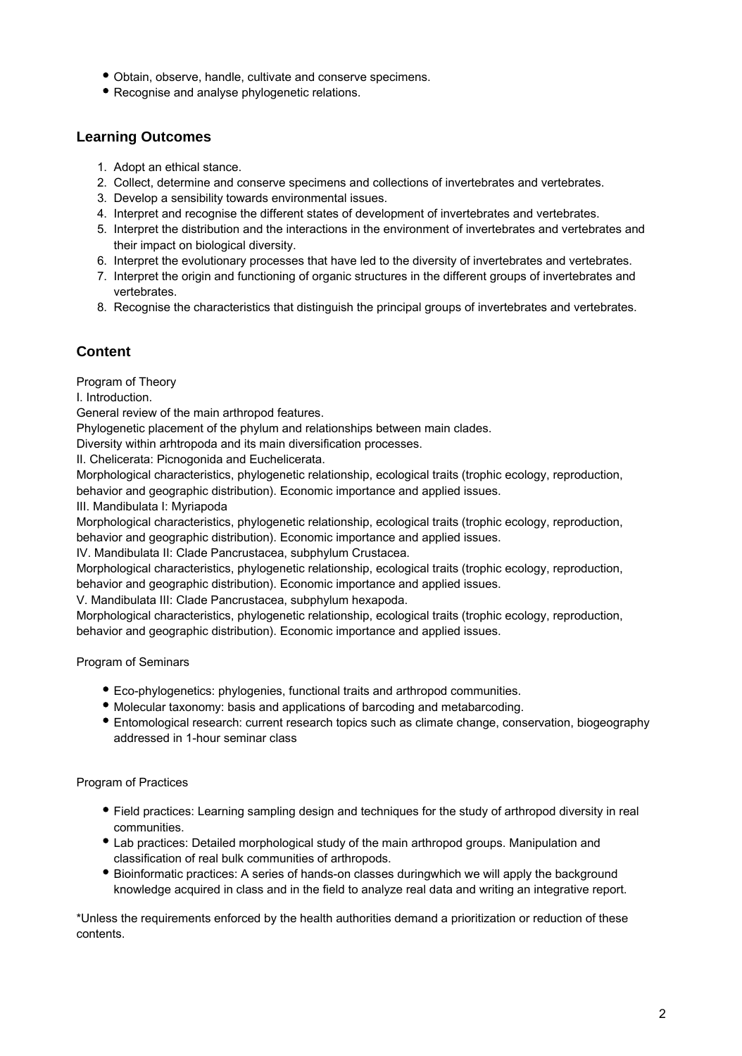- Obtain, observe, handle, cultivate and conserve specimens.
- Recognise and analyse phylogenetic relations.

## Learning Outcomes

1. Adopt an ethical stance.
2. Collect, determine and conserve specimens and collections of invertebrates and vertebrates.
3. Develop a sensibility towards environmental issues.
4. Interpret and recognise the different states of development of invertebrates and vertebrates.
5. Interpret the distribution and the interactions in the environment of invertebrates and vertebrates and their impact on biological diversity.
6. Interpret the evolutionary processes that have led to the diversity of invertebrates and vertebrates.
7. Interpret the origin and functioning of organic structures in the different groups of invertebrates and vertebrates.
8. Recognise the characteristics that distinguish the principal groups of invertebrates and vertebrates.

## Content

Program of Theory

I. Introduction.

General review of the main arthropod features.

Phylogenetic placement of the phylum and relationships between main clades.

Diversity within arhtropoda and its main diversification processes.

II. Chelicerata: Picnogonida and Euchelicerata.

Morphological characteristics, phylogenetic relationship, ecological traits (trophic ecology, reproduction, behavior and geographic distribution). Economic importance and applied issues.

III. Mandibulata I: Myriapoda

Morphological characteristics, phylogenetic relationship, ecological traits (trophic ecology, reproduction, behavior and geographic distribution). Economic importance and applied issues.

IV. Mandibulata II: Clade Pancrustacea, subphylum Crustacea.

Morphological characteristics, phylogenetic relationship, ecological traits (trophic ecology, reproduction, behavior and geographic distribution). Economic importance and applied issues.

V. Mandibulata III: Clade Pancrustacea, subphylum hexapoda.

Morphological characteristics, phylogenetic relationship, ecological traits (trophic ecology, reproduction, behavior and geographic distribution). Economic importance and applied issues.

Program of Seminars

- Eco-phylogenetics: phylogenies, functional traits and arthropod communities.
- Molecular taxonomy: basis and applications of barcoding and metabarcoding.
- Entomological research: current research topics such as climate change, conservation, biogeography addressed in 1-hour seminar class

Program of Practices

- Field practices: Learning sampling design and techniques for the study of arthropod diversity in real communities.
- Lab practices: Detailed morphological study of the main arthropod groups. Manipulation and classification of real bulk communities of arthropods.
- Bioinformatic practices: A series of hands-on classes duringwhich we will apply the background knowledge acquired in class and in the field to analyze real data and writing an integrative report.

*Unless the requirements enforced by the health authorities demand a prioritization or reduction of these contents.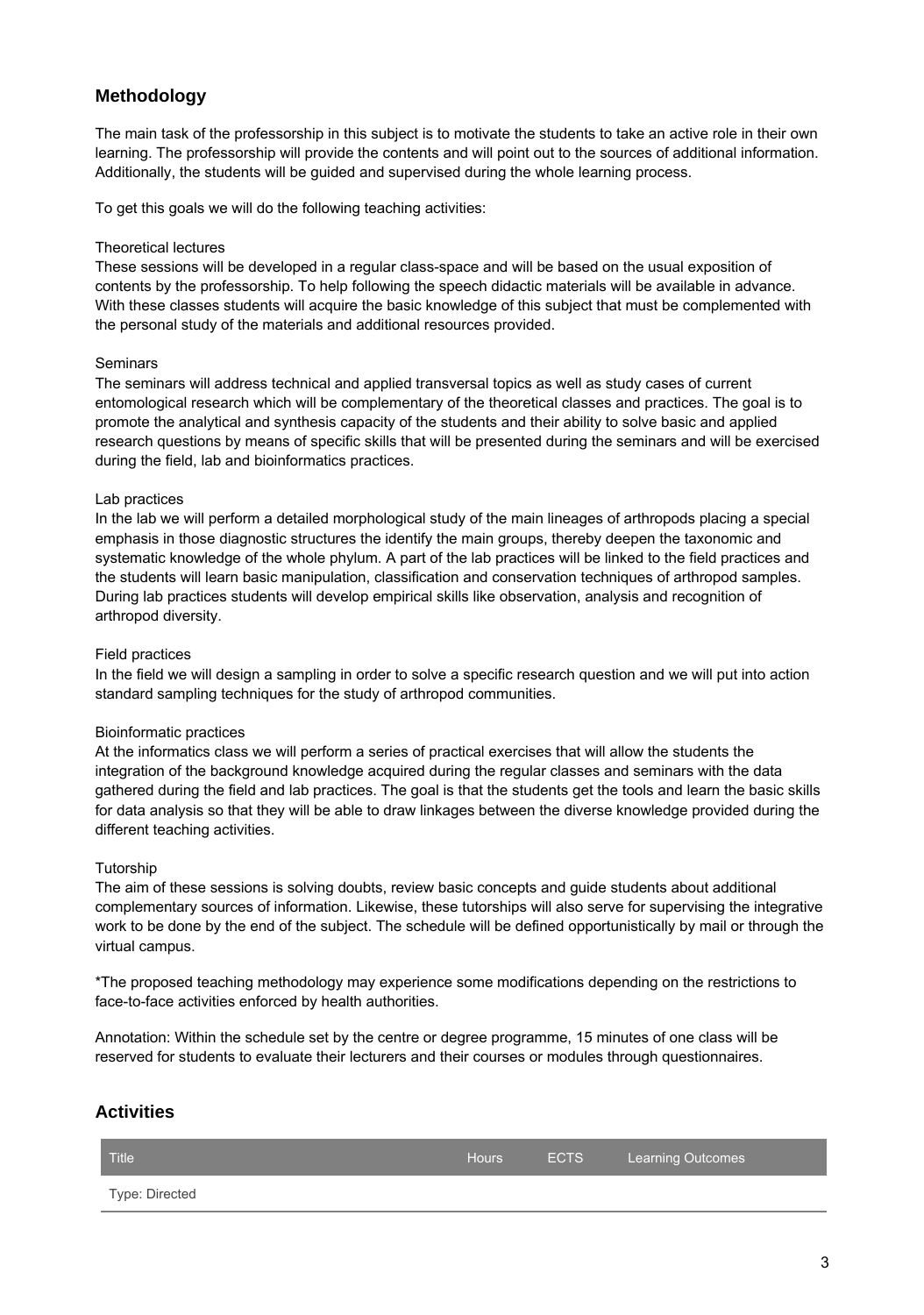## Methodology

The main task of the professorship in this subject is to motivate the students to take an active role in their own learning. The professorship will provide the contents and will point out to the sources of additional information. Additionally, the students will be guided and supervised during the whole learning process.

To get this goals we will do the following teaching activities:

Theoretical lectures
These sessions will be developed in a regular class-space and will be based on the usual exposition of contents by the professorship. To help following the speech didactic materials will be available in advance. With these classes students will acquire the basic knowledge of this subject that must be complemented with the personal study of the materials and additional resources provided.

Seminars
The seminars will address technical and applied transversal topics as well as study cases of current entomological research which will be complementary of the theoretical classes and practices. The goal is to promote the analytical and synthesis capacity of the students and their ability to solve basic and applied research questions by means of specific skills that will be presented during the seminars and will be exercised during the field, lab and bioinformatics practices.

Lab practices
In the lab we will perform a detailed morphological study of the main lineages of arthropods placing a special emphasis in those diagnostic structures the identify the main groups, thereby deepen the taxonomic and systematic knowledge of the whole phylum. A part of the lab practices will be linked to the field practices and the students will learn basic manipulation, classification and conservation techniques of arthropod samples. During lab practices students will develop empirical skills like observation, analysis and recognition of arthropod diversity.

Field practices
In the field we will design a sampling in order to solve a specific research question and we will put into action standard sampling techniques for the study of arthropod communities.

Bioinformatic practices
At the informatics class we will perform a series of practical exercises that will allow the students the integration of the background knowledge acquired during the regular classes and seminars with the data gathered during the field and lab practices. The goal is that the students get the tools and learn the basic skills for data analysis so that they will be able to draw linkages between the diverse knowledge provided during the different teaching activities.

Tutorship
The aim of these sessions is solving doubts, review basic concepts and guide students about additional complementary sources of information. Likewise, these tutorships will also serve for supervising the integrative work to be done by the end of the subject. The schedule will be defined opportunistically by mail or through the virtual campus.

*The proposed teaching methodology may experience some modifications depending on the restrictions to face-to-face activities enforced by health authorities.

Annotation: Within the schedule set by the centre or degree programme, 15 minutes of one class will be reserved for students to evaluate their lecturers and their courses or modules through questionnaires.

## Activities

| Title | Hours | ECTS | Learning Outcomes |
|---|---|---|---|
| Type: Directed | | | |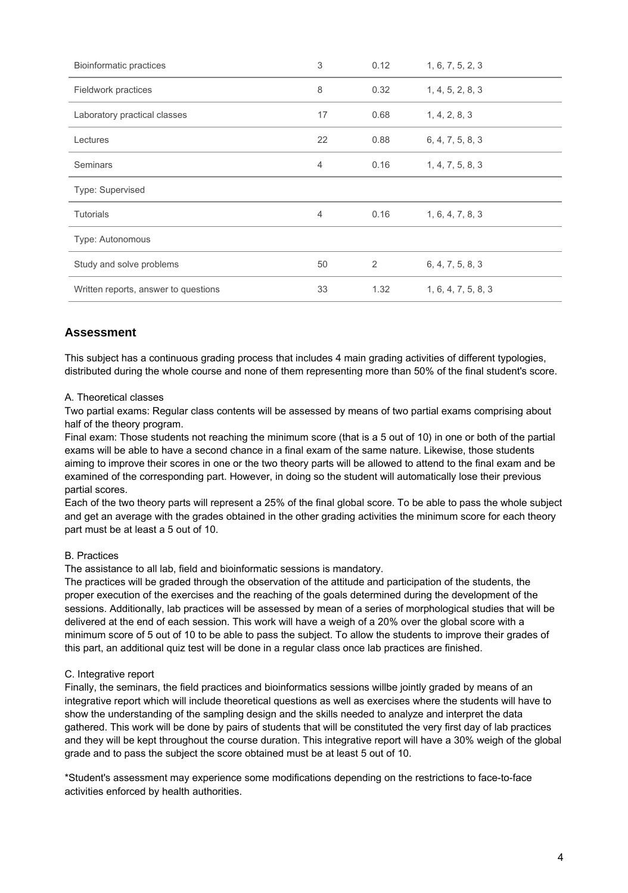| | | | |
|---|---|---|---|
| Bioinformatic practices | 3 | 0.12 | 1, 6, 7, 5, 2, 3 |
| Fieldwork practices | 8 | 0.32 | 1, 4, 5, 2, 8, 3 |
| Laboratory practical classes | 17 | 0.68 | 1, 4, 2, 8, 3 |
| Lectures | 22 | 0.88 | 6, 4, 7, 5, 8, 3 |
| Seminars | 4 | 0.16 | 1, 4, 7, 5, 8, 3 |
| Type: Supervised | | | |
| Tutorials | 4 | 0.16 | 1, 6, 4, 7, 8, 3 |
| Type: Autonomous | | | |
| Study and solve problems | 50 | 2 | 6, 4, 7, 5, 8, 3 |
| Written reports, answer to questions | 33 | 1.32 | 1, 6, 4, 7, 5, 8, 3 |

## Assessment

This subject has a continuous grading process that includes 4 main grading activities of different typologies, distributed during the whole course and none of them representing more than 50% of the final student's score.

A. Theoretical classes

Two partial exams: Regular class contents will be assessed by means of two partial exams comprising about half of the theory program.

Final exam: Those students not reaching the minimum score (that is a 5 out of 10) in one or both of the partial exams will be able to have a second chance in a final exam of the same nature. Likewise, those students aiming to improve their scores in one or the two theory parts will be allowed to attend to the final exam and be examined of the corresponding part. However, in doing so the student will automatically lose their previous partial scores.

Each of the two theory parts will represent a 25% of the final global score. To be able to pass the whole subject and get an average with the grades obtained in the other grading activities the minimum score for each theory part must be at least a 5 out of 10.

B. Practices

The assistance to all lab, field and bioinformatic sessions is mandatory.

The practices will be graded through the observation of the attitude and participation of the students, the proper execution of the exercises and the reaching of the goals determined during the development of the sessions. Additionally, lab practices will be assessed by mean of a series of morphological studies that will be delivered at the end of each session. This work will have a weigh of a 20% over the global score with a minimum score of 5 out of 10 to be able to pass the subject. To allow the students to improve their grades of this part, an additional quiz test will be done in a regular class once lab practices are finished.

C. Integrative report

Finally, the seminars, the field practices and bioinformatics sessions willbe jointly graded by means of an integrative report which will include theoretical questions as well as exercises where the students will have to show the understanding of the sampling design and the skills needed to analyze and interpret the data gathered. This work will be done by pairs of students that will be constituted the very first day of lab practices and they will be kept throughout the course duration. This integrative report will have a 30% weigh of the global grade and to pass the subject the score obtained must be at least 5 out of 10.

*Student's assessment may experience some modifications depending on the restrictions to face-to-face activities enforced by health authorities.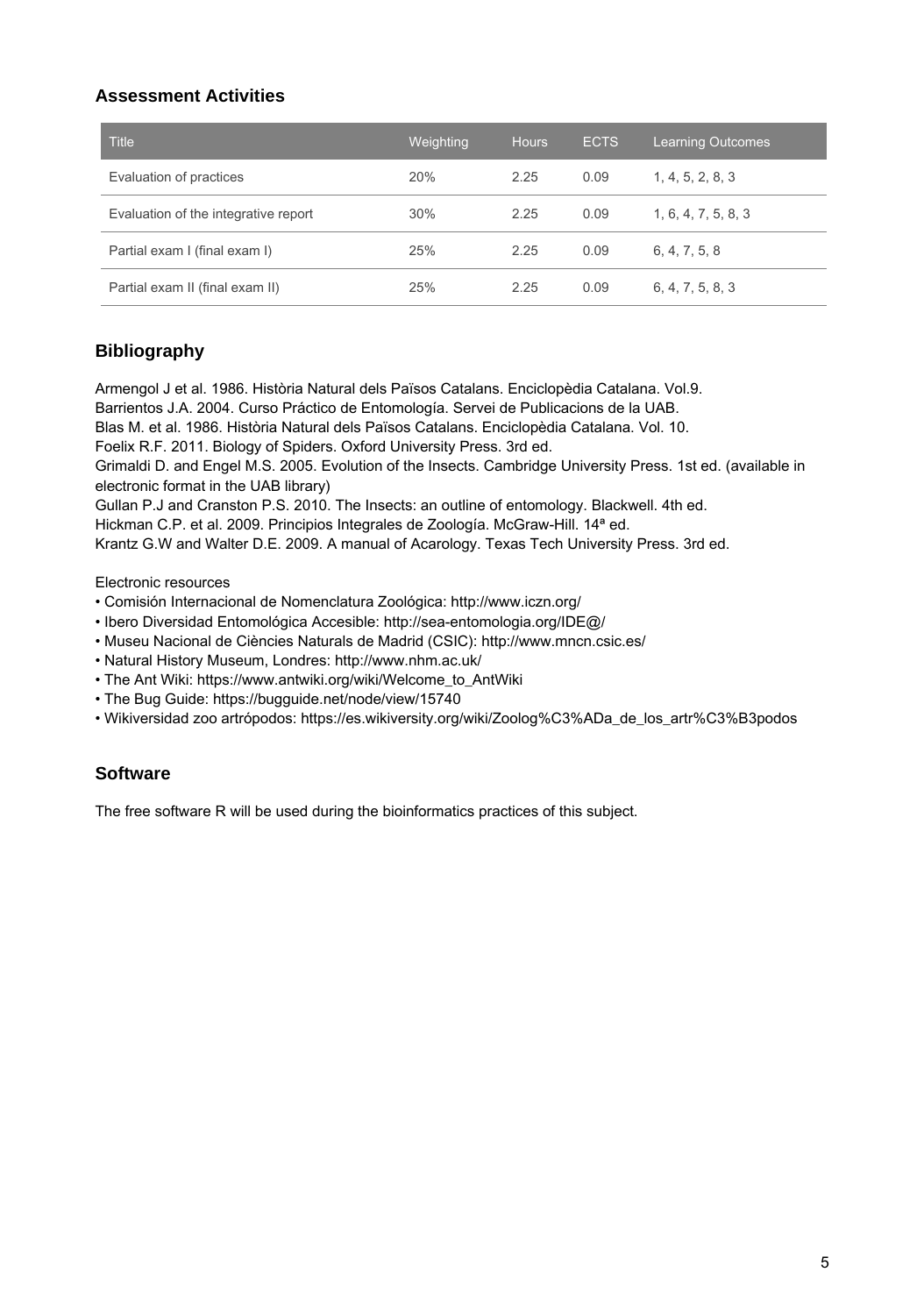## Assessment Activities

| Title | Weighting | Hours | ECTS | Learning Outcomes |
|---|---|---|---|---|
| Evaluation of practices | 20% | 2.25 | 0.09 | 1, 4, 5, 2, 8, 3 |
| Evaluation of the integrative report | 30% | 2.25 | 0.09 | 1, 6, 4, 7, 5, 8, 3 |
| Partial exam I (final exam I) | 25% | 2.25 | 0.09 | 6, 4, 7, 5, 8 |
| Partial exam II (final exam II) | 25% | 2.25 | 0.09 | 6, 4, 7, 5, 8, 3 |

## Bibliography

Armengol J et al. 1986. Història Natural dels Països Catalans. Enciclopèdia Catalana. Vol.9.
Barrientos J.A. 2004. Curso Práctico de Entomología. Servei de Publicacions de la UAB.
Blas M. et al. 1986. Història Natural dels Països Catalans. Enciclopèdia Catalana. Vol. 10.
Foelix R.F. 2011. Biology of Spiders. Oxford University Press. 3rd ed.
Grimaldi D. and Engel M.S. 2005. Evolution of the Insects. Cambridge University Press. 1st ed. (available in electronic format in the UAB library)
Gullan P.J and Cranston P.S. 2010. The Insects: an outline of entomology. Blackwell. 4th ed.
Hickman C.P. et al. 2009. Principios Integrales de Zoología. McGraw-Hill. 14ª ed.
Krantz G.W and Walter D.E. 2009. A manual of Acarology. Texas Tech University Press. 3rd ed.

Electronic resources

- Comisión Internacional de Nomenclatura Zoológica: http://www.iczn.org/
- Ibero Diversidad Entomológica Accesible: http://sea-entomologia.org/IDE@/
- Museu Nacional de Ciències Naturals de Madrid (CSIC): http://www.mncn.csic.es/
- Natural History Museum, Londres: http://www.nhm.ac.uk/
- The Ant Wiki: https://www.antwiki.org/wiki/Welcome_to_AntWiki
- The Bug Guide: https://bugguide.net/node/view/15740
- Wikiversidad zoo artrópodos: https://es.wikiversity.org/wiki/Zoolog%C3%ADa_de_los_artr%C3%B3podos

## Software

The free software R will be used during the bioinformatics practices of this subject.